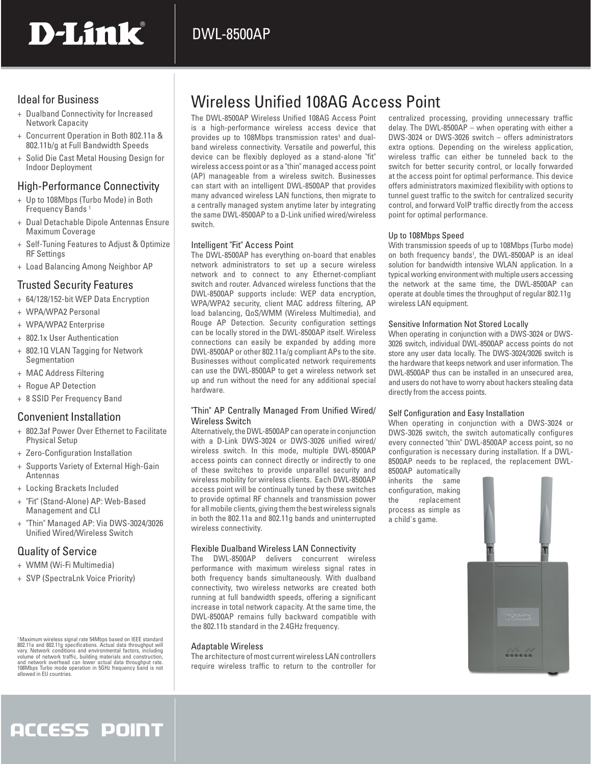# D-Link DWL-8500AP

## Wireless Unified 108AG Access Point

### Ideal for Business

- Dualband Connectivity for Increased Network Capacity
- Concurrent Operation in Both 802.11a & 802.11b/g at Full Bandwidth Speeds
- Solid Die Cast Metal Housing Design for Indoor Deployment

### High-Performance Connectivity

- Up to 108Mbps (Turbo Mode) in Both Frequency Bands [1]
- Dual Detachable Dipole Antennas Ensure Maximum Coverage
- Self-Tuning Features to Adjust & Optimize RF Settings
- Load Balancing Among Neighbor AP

### Trusted Security Features

- 64/128/152-bit WEP Data Encryption
- WPA/WPA2 Personal
- WPA/WPA2 Enterprise
- 802.1x User Authentication
- 802.1Q VLAN Tagging for Network Segmentation
- MAC Address Filtering
- Rogue AP Detection
- 8 SSID Per Frequency Band

### Convenient Installation

- 802.3af Power Over Ethernet to Facilitate Physical Setup
- Zero-Configuration Installation
- Supports Variety of External High-Gain Antennas
- Locking Brackets Included
- "Fit" (Stand-Alone) AP: Web-Based Management and CLI
- "Thin" Managed AP: Via DWS-3024/3026 Unified Wired/Wireless Switch

### Quality of Service

- WMM (Wi-Fi Multimedia)
- SVP (SpectraLnk Voice Priority)

[1] Maximum wireless signal rate 54Mbps based on IEEE standard 802.11a and 802.11g specifications. Actual data throughput will vary. Network conditions and environmental factors, including volume of network traffic, building materials and construction, and network overhead can lower actual data throughput rate. 108Mbps Turbo mode operation in 5GHz frequency band is not allowed in EU countries.

The DWL-8500AP Wireless Unified 108AG Access Point is a high-performance wireless access device that provides up to 108Mbps transmission rates[1] and dual-band wireless connectivity. Versatile and powerful, this device can be flexibly deployed as a stand-alone "fit" wireless access point or as a "thin" managed access point (AP) manageable from a wireless switch. Businesses can start with an intelligent DWL-8500AP that provides many advanced wireless LAN functions, then migrate to a centrally managed system anytime later by integrating the same DWL-8500AP to a D-Link unified wired/wireless switch.

### Intelligent "Fit" Access Point

The DWL-8500AP has everything on-board that enables network administrators to set up a secure wireless network and to connect to any Ethernet-compliant switch and router. Advanced wireless functions that the DWL-8500AP supports include: WEP data encryption, WPA/WPA2 security, client MAC address filtering, AP load balancing, QoS/WMM (Wireless Multimedia), and Rouge AP Detection. Security configuration settings can be locally stored in the DWL-8500AP itself. Wireless connections can easily be expanded by adding more DWL-8500AP or other 802.11a/g compliant APs to the site. Businesses without complicated network requirements can use the DWL-8500AP to get a wireless network set up and run without the need for any additional special hardware.

### "Thin" AP Centrally Managed From Unified Wired/ Wireless Switch

Alternatively, the DWL-8500AP can operate in conjunction with a D-Link DWS-3024 or DWS-3026 unified wired/ wireless switch. In this mode, multiple DWL-8500AP access points can connect directly or indirectly to one of these switches to provide unparallel security and wireless mobility for wireless clients. Each DWL-8500AP access point will be continually tuned by these switches to provide optimal RF channels and transmission power for all mobile clients, giving them the best wireless signals in both the 802.11a and 802.11g bands and uninterrupted wireless connectivity.

### Flexible Dualband Wireless LAN Connectivity

The DWL-8500AP delivers concurrent wireless performance with maximum wireless signal rates in both frequency bands simultaneously. With dualband connectivity, two wireless networks are created both running at full bandwidth speeds, offering a significant increase in total network capacity. At the same time, the DWL-8500AP remains fully backward compatible with the 802.11b standard in the 2.4GHz frequency.

### Adaptable Wireless

The architecture of most current wireless LAN controllers require wireless traffic to return to the controller for centralized processing, providing unnecessary traffic delay. The DWL-8500AP – when operating with either a DWS-3024 or DWS-3026 switch – offers administrators extra options. Depending on the wireless application, wireless traffic can either be tunneled back to the switch for better security control, or locally forwarded at the access point for optimal performance. This device offers administrators maximized flexibility with options to tunnel guest traffic to the switch for centralized security control, and forward VoIP traffic directly from the access point for optimal performance.

### Up to 108Mbps Speed

With transmission speeds of up to 108Mbps (Turbo mode) on both frequency bands[1], the DWL-8500AP is an ideal solution for bandwidth intensive WLAN application. In a typical working environment with multiple users accessing the network at the same time, the DWL-8500AP can operate at double times the throughput of regular 802.11g wireless LAN equipment.

### Sensitive Information Not Stored Locally

When operating in conjunction with a DWS-3024 or DWS-3026 switch, individual DWL-8500AP access points do not store any user data locally. The DWS-3024/3026 switch is the hardware that keeps network and user information. The DWL-8500AP thus can be installed in an unsecured area, and users do not have to worry about hackers stealing data directly from the access points.

### Self Configuration and Easy Installation

When operating in conjunction with a DWS-3024 or DWS-3026 switch, the switch automatically configures every connected "thin" DWL-8500AP access point, so no configuration is necessary during installation. If a DWL-8500AP needs to be replaced, the replacement DWL-8500AP automatically inherits the same configuration, making the replacement process as simple as a child's game.

ACCESS POINT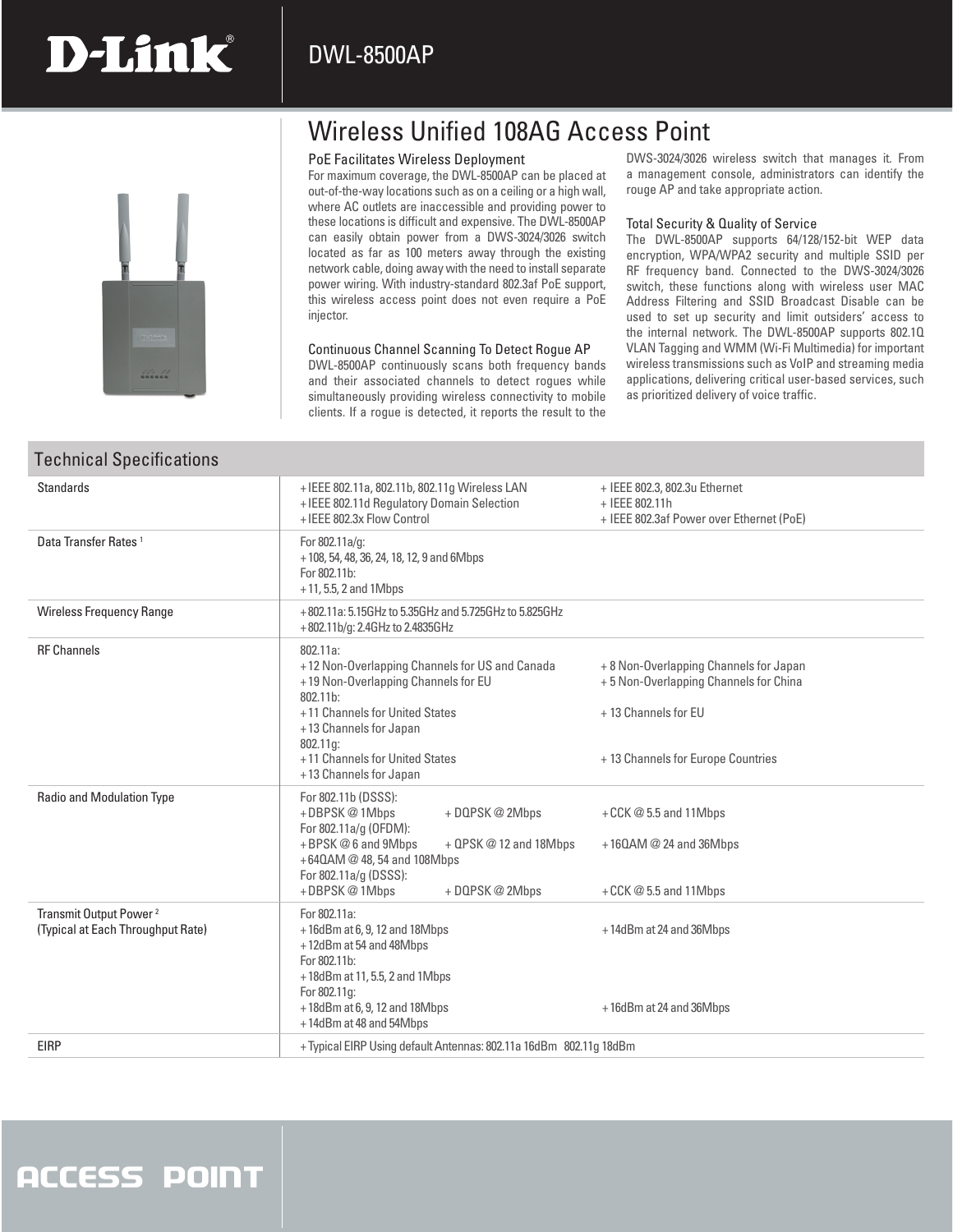# DWL-8500AP

## Wireless Unified 108AG Access Point

### PoE Facilitates Wireless Deployment

For maximum coverage, the DWL-8500AP can be placed at out-of-the-way locations such as on a ceiling or a high wall, where AC outlets are inaccessible and providing power to these locations is difficult and expensive. The DWL-8500AP can easily obtain power from a DWS-3024/3026 switch located as far as 100 meters away through the existing network cable, doing away with the need to install separate power wiring. With industry-standard 802.3af PoE support, this wireless access point does not even require a PoE injector.

### Continuous Channel Scanning To Detect Rogue AP

DWL-8500AP continuously scans both frequency bands and their associated channels to detect rogues while simultaneously providing wireless connectivity to mobile clients. If a rogue is detected, it reports the result to the DWS-3024/3026 wireless switch that manages it. From a management console, administrators can identify the rouge AP and take appropriate action.

### Total Security & Quality of Service

The DWL-8500AP supports 64/128/152-bit WEP data encryption, WPA/WPA2 security and multiple SSID per RF frequency band. Connected to the DWS-3024/3026 switch, these functions along with wireless user MAC Address Filtering and SSID Broadcast Disable can be used to set up security and limit outsiders' access to the internal network. The DWL-8500AP supports 802.1Q VLAN Tagging and WMM (Wi-Fi Multimedia) for important wireless transmissions such as VoIP and streaming media applications, delivering critical user-based services, such as prioritized delivery of voice traffic.

## Technical Specifications

| | |
|---|---|
| Standards | + IEEE 802.11a, 802.11b, 802.11g Wireless LAN<br>+ IEEE 802.11d Regulatory Domain Selection<br>+ IEEE 802.3x Flow Control<br>+ IEEE 802.3, 802.3u Ethernet<br>+ IEEE 802.11h<br>+ IEEE 802.3af Power over Ethernet (PoE) |
| Data Transfer Rates [1] | For 802.11a/g:<br>+ 108, 54, 48, 36, 24, 18, 12, 9 and 6Mbps<br>For 802.11b:<br>+ 11, 5.5, 2 and 1Mbps |
| Wireless Frequency Range | + 802.11a: 5.15GHz to 5.35GHz and 5.725GHz to 5.825GHz<br>+ 802.11b/g: 2.4GHz to 2.4835GHz |
| RF Channels | 802.11a:<br>+ 12 Non-Overlapping Channels for US and Canada<br>+ 19 Non-Overlapping Channels for EU<br>+ 8 Non-Overlapping Channels for Japan<br>+ 5 Non-Overlapping Channels for China<br>802.11b:<br>+ 11 Channels for United States<br>+ 13 Channels for Japan<br>+ 13 Channels for EU<br>802.11g:<br>+ 11 Channels for United States<br>+ 13 Channels for Japan<br>+ 13 Channels for Europe Countries |
| Radio and Modulation Type | For 802.11b (DSSS):<br>+ DBPSK @ 1Mbps + DQPSK @ 2Mbps + CCK @ 5.5 and 11Mbps<br>For 802.11a/g (OFDM):<br>+ BPSK @ 6 and 9Mbps + QPSK @ 12 and 18Mbps + 16QAM @ 24 and 36Mbps<br>+ 64QAM @ 48, 54 and 108Mbps<br>For 802.11a/g (DSSS):<br>+ DBPSK @ 1Mbps + DQPSK @ 2Mbps + CCK @ 5.5 and 11Mbps |
| Transmit Output Power [2]<br>(Typical at Each Throughput Rate) | For 802.11a:<br>+ 16dBm at 6, 9, 12 and 18Mbps<br>+ 14dBm at 24 and 36Mbps<br>+ 12dBm at 54 and 48Mbps<br>For 802.11b:<br>+ 18dBm at 11, 5.5, 2 and 1Mbps<br>For 802.11g:<br>+ 18dBm at 6, 9, 12 and 18Mbps<br>+ 16dBm at 24 and 36Mbps<br>+ 14dBm at 48 and 54Mbps |
| EIRP | + Typical EIRP Using default Antennas: 802.11a 16dBm 802.11g 18dBm |

ACCESS POINT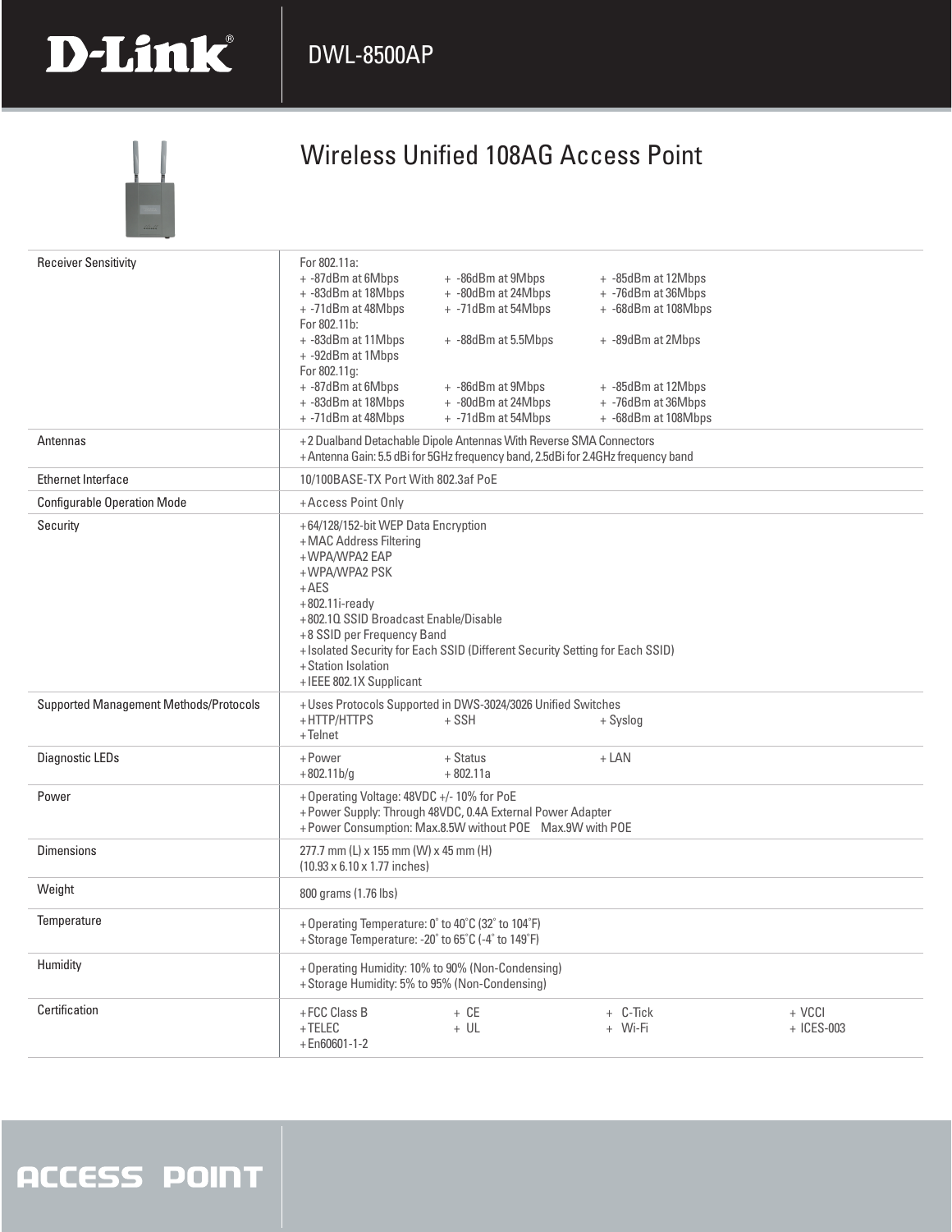# DWL-8500AP

## Wireless Unified 108AG Access Point

| | |
|---|---|
| Receiver Sensitivity | For 802.11a:<br>+ -87dBm at 6Mbps + -86dBm at 9Mbps + -85dBm at 12Mbps<br>+ -83dBm at 18Mbps + -80dBm at 24Mbps + -76dBm at 36Mbps<br>+ -71dBm at 48Mbps + -71dBm at 54Mbps + -68dBm at 108Mbps<br>For 802.11b:<br>+ -83dBm at 11Mbps + -88dBm at 5.5Mbps + -89dBm at 2Mbps<br>+ -92dBm at 1Mbps<br>For 802.11g:<br>+ -87dBm at 6Mbps + -86dBm at 9Mbps + -85dBm at 12Mbps<br>+ -83dBm at 18Mbps + -80dBm at 24Mbps + -76dBm at 36Mbps<br>+ -71dBm at 48Mbps + -71dBm at 54Mbps + -68dBm at 108Mbps |
| Antennas | + 2 Dualband Detachable Dipole Antennas With Reverse SMA Connectors<br>+ Antenna Gain: 5.5 dBi for 5GHz frequency band, 2.5dBi for 2.4GHz frequency band |
| Ethernet Interface | 10/100BASE-TX Port With 802.3af PoE |
| Configurable Operation Mode | + Access Point Only |
| Security | + 64/128/152-bit WEP Data Encryption<br>+ MAC Address Filtering<br>+ WPA/WPA2 EAP<br>+ WPA/WPA2 PSK<br>+ AES<br>+ 802.11i-ready<br>+ 802.1Q SSID Broadcast Enable/Disable<br>+ 8 SSID per Frequency Band<br>+ Isolated Security for Each SSID (Different Security Setting for Each SSID)<br>+ Station Isolation<br>+ IEEE 802.1X Supplicant |
| Supported Management Methods/Protocols | + Uses Protocols Supported in DWS-3024/3026 Unified Switches<br>+ HTTP/HTTPS + SSH + Syslog<br>+ Telnet |
| Diagnostic LEDs | + Power + Status + LAN<br>+ 802.11b/g + 802.11a |
| Power | + Operating Voltage: 48VDC +/- 10% for PoE<br>+ Power Supply: Through 48VDC, 0.4A External Power Adapter<br>+ Power Consumption: Max.8.5W without POE Max.9W with POE |
| Dimensions | 277.7 mm (L) x 155 mm (W) x 45 mm (H)<br>(10.93 x 6.10 x 1.77 inches) |
| Weight | 800 grams (1.76 lbs) |
| Temperature | + Operating Temperature: 0˚ to 40˚C (32˚ to 104˚F)<br>+ Storage Temperature: -20˚ to 65˚C (-4˚ to 149˚F) |
| Humidity | + Operating Humidity: 10% to 90% (Non-Condensing)<br>+ Storage Humidity: 5% to 95% (Non-Condensing) |
| Certification | + FCC Class B + CE + C-Tick + VCCI<br>+ TELEC + UL + Wi-Fi + ICES-003<br>+ En60601-1-2 |

ACCESS POINT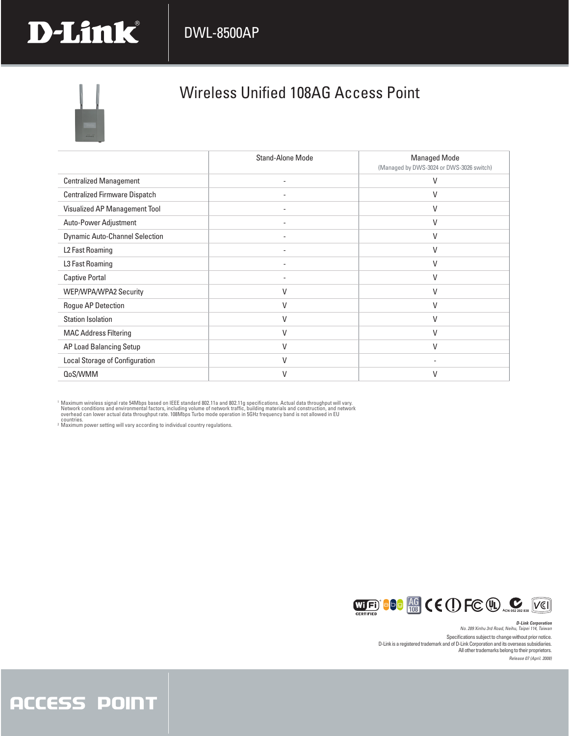# Wireless Unified 108AG Access Point

| | Stand-Alone Mode | Managed Mode (Managed by DWS-3024 or DWS-3026 switch) |
|---|---|---|
| Centralized Management | - | V |
| Centralized Firmware Dispatch | - | V |
| Visualized AP Management Tool | - | V |
| Auto-Power Adjustment | - | V |
| Dynamic Auto-Channel Selection | - | V |
| L2 Fast Roaming | - | V |
| L3 Fast Roaming | - | V |
| Captive Portal | - | V |
| WEP/WPA/WPA2 Security | V | V |
| Rogue AP Detection | V | V |
| Station Isolation | V | V |
| MAC Address Filtering | V | V |
| AP Load Balancing Setup | V | V |
| Local Storage of Configuration | V | - |
| QoS/WMM | V | V |

[1] Maximum wireless signal rate 54Mbps based on IEEE standard 802.11a and 802.11g specifications. Actual data throughput will vary. Network conditions and environmental factors, including volume of network traffic, building materials and construction, and network overhead can lower actual data throughput rate. 108Mbps Turbo mode operation in 5GHz frequency band is not allowed in EU countries.
[2] Maximum power setting will vary according to individual country regulations.

ACN 052 202 838

***D-Link Corporation***
*No. 289 Xinhu 3rd Road, Neihu, Taipei 114, Taiwan*

Specifications subject to change without prior notice.
D-Link is a registered trademark and of D-Link Corporation and its overseas subsidiaries.
All other trademarks belong to their proprietors.
*Release 07 (April. 2008)*